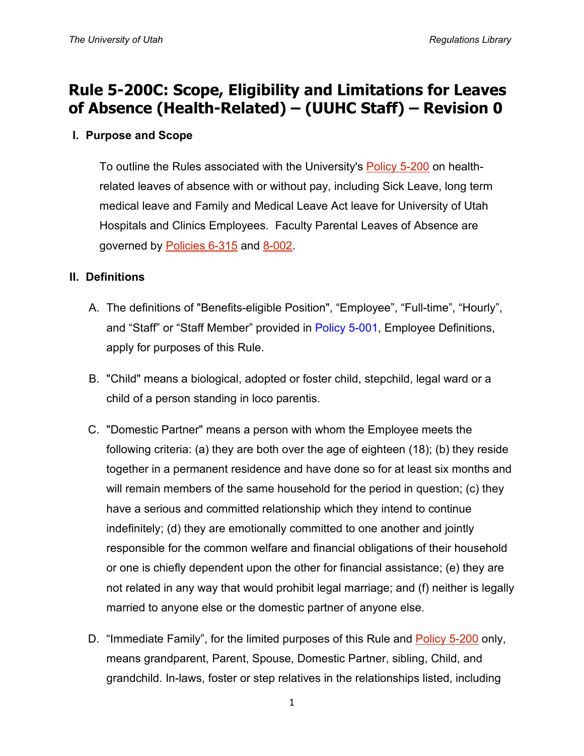# Rule 5-200C: Scope, Eligibility and Limitations for Leaves of Absence (Health-Related) – (UUHC Staff) – Revision 0

## I. Purpose and Scope

To outline the Rules associated with the University's Policy 5-200 on health-related leaves of absence with or without pay, including Sick Leave, long term medical leave and Family and Medical Leave Act leave for University of Utah Hospitals and Clinics Employees. Faculty Parental Leaves of Absence are governed by Policies 6-315 and 8-002.

## II. Definitions

A. The definitions of "Benefits-eligible Position", "Employee", "Full-time", "Hourly", and "Staff" or "Staff Member" provided in Policy 5-001, Employee Definitions, apply for purposes of this Rule.

B. "Child" means a biological, adopted or foster child, stepchild, legal ward or a child of a person standing in loco parentis.

C. "Domestic Partner" means a person with whom the Employee meets the following criteria: (a) they are both over the age of eighteen (18); (b) they reside together in a permanent residence and have done so for at least six months and will remain members of the same household for the period in question; (c) they have a serious and committed relationship which they intend to continue indefinitely; (d) they are emotionally committed to one another and jointly responsible for the common welfare and financial obligations of their household or one is chiefly dependent upon the other for financial assistance; (e) they are not related in any way that would prohibit legal marriage; and (f) neither is legally married to anyone else or the domestic partner of anyone else.

D. "Immediate Family", for the limited purposes of this Rule and Policy 5-200 only, means grandparent, Parent, Spouse, Domestic Partner, sibling, Child, and grandchild. In-laws, foster or step relatives in the relationships listed, including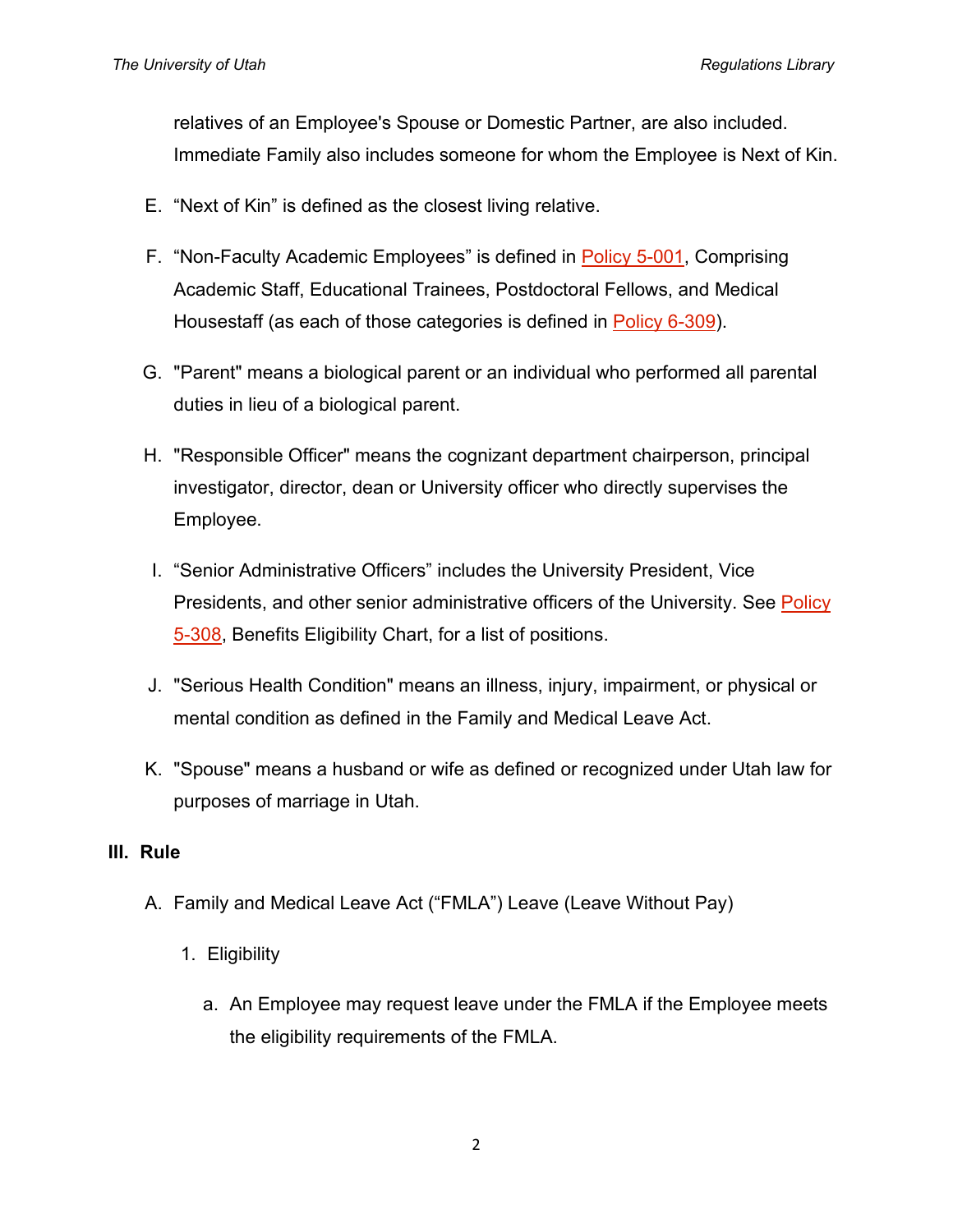relatives of an Employee's Spouse or Domestic Partner, are also included. Immediate Family also includes someone for whom the Employee is Next of Kin.

E. "Next of Kin" is defined as the closest living relative.

F. "Non-Faculty Academic Employees" is defined in Policy 5-001, Comprising Academic Staff, Educational Trainees, Postdoctoral Fellows, and Medical Housestaff (as each of those categories is defined in Policy 6-309).

G. "Parent" means a biological parent or an individual who performed all parental duties in lieu of a biological parent.

H. "Responsible Officer" means the cognizant department chairperson, principal investigator, director, dean or University officer who directly supervises the Employee.

I. "Senior Administrative Officers" includes the University President, Vice Presidents, and other senior administrative officers of the University. See Policy 5-308, Benefits Eligibility Chart, for a list of positions.

J. "Serious Health Condition" means an illness, injury, impairment, or physical or mental condition as defined in the Family and Medical Leave Act.

K. "Spouse" means a husband or wife as defined or recognized under Utah law for purposes of marriage in Utah.

## III. Rule

A. Family and Medical Leave Act ("FMLA") Leave (Leave Without Pay)

1. Eligibility

    a. An Employee may request leave under the FMLA if the Employee meets the eligibility requirements of the FMLA.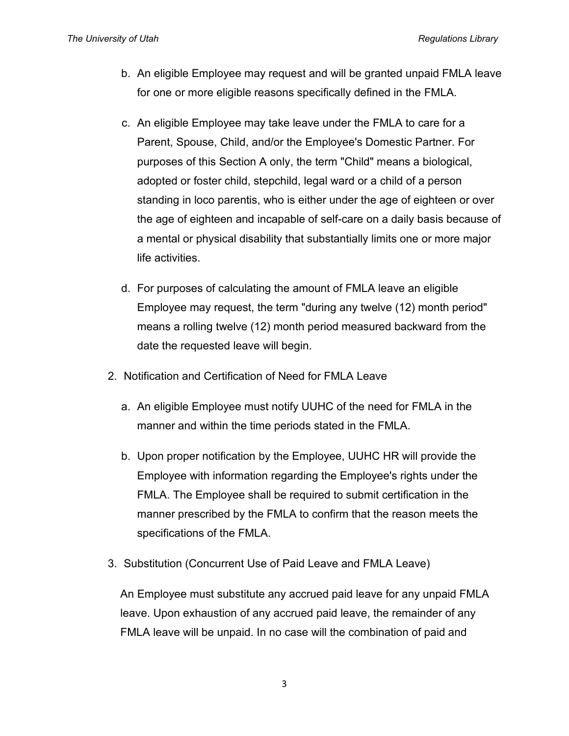b. An eligible Employee may request and will be granted unpaid FMLA leave for one or more eligible reasons specifically defined in the FMLA.

c. An eligible Employee may take leave under the FMLA to care for a Parent, Spouse, Child, and/or the Employee's Domestic Partner. For purposes of this Section A only, the term "Child" means a biological, adopted or foster child, stepchild, legal ward or a child of a person standing in loco parentis, who is either under the age of eighteen or over the age of eighteen and incapable of self-care on a daily basis because of a mental or physical disability that substantially limits one or more major life activities.

d. For purposes of calculating the amount of FMLA leave an eligible Employee may request, the term "during any twelve (12) month period" means a rolling twelve (12) month period measured backward from the date the requested leave will begin.

2. Notification and Certification of Need for FMLA Leave

   a. An eligible Employee must notify UUHC of the need for FMLA in the manner and within the time periods stated in the FMLA.

   b. Upon proper notification by the Employee, UUHC HR will provide the Employee with information regarding the Employee's rights under the FMLA. The Employee shall be required to submit certification in the manner prescribed by the FMLA to confirm that the reason meets the specifications of the FMLA.

3. Substitution (Concurrent Use of Paid Leave and FMLA Leave)

   An Employee must substitute any accrued paid leave for any unpaid FMLA leave. Upon exhaustion of any accrued paid leave, the remainder of any FMLA leave will be unpaid. In no case will the combination of paid and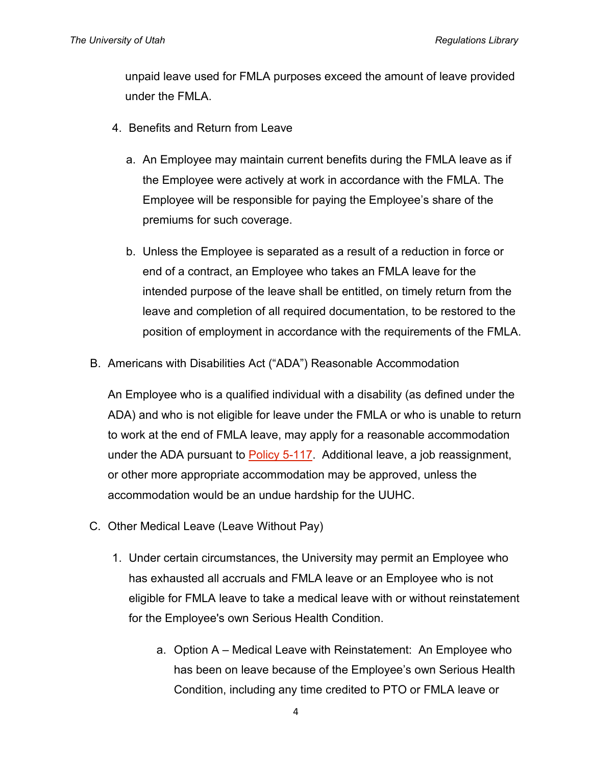unpaid leave used for FMLA purposes exceed the amount of leave provided under the FMLA.

4. Benefits and Return from Leave

   a. An Employee may maintain current benefits during the FMLA leave as if the Employee were actively at work in accordance with the FMLA. The Employee will be responsible for paying the Employee's share of the premiums for such coverage.

   b. Unless the Employee is separated as a result of a reduction in force or end of a contract, an Employee who takes an FMLA leave for the intended purpose of the leave shall be entitled, on timely return from the leave and completion of all required documentation, to be restored to the position of employment in accordance with the requirements of the FMLA.

B. Americans with Disabilities Act ("ADA") Reasonable Accommodation

An Employee who is a qualified individual with a disability (as defined under the ADA) and who is not eligible for leave under the FMLA or who is unable to return to work at the end of FMLA leave, may apply for a reasonable accommodation under the ADA pursuant to Policy 5-117. Additional leave, a job reassignment, or other more appropriate accommodation may be approved, unless the accommodation would be an undue hardship for the UUHC.

C. Other Medical Leave (Leave Without Pay)

1. Under certain circumstances, the University may permit an Employee who has exhausted all accruals and FMLA leave or an Employee who is not eligible for FMLA leave to take a medical leave with or without reinstatement for the Employee's own Serious Health Condition.

   a. Option A – Medical Leave with Reinstatement: An Employee who has been on leave because of the Employee's own Serious Health Condition, including any time credited to PTO or FMLA leave or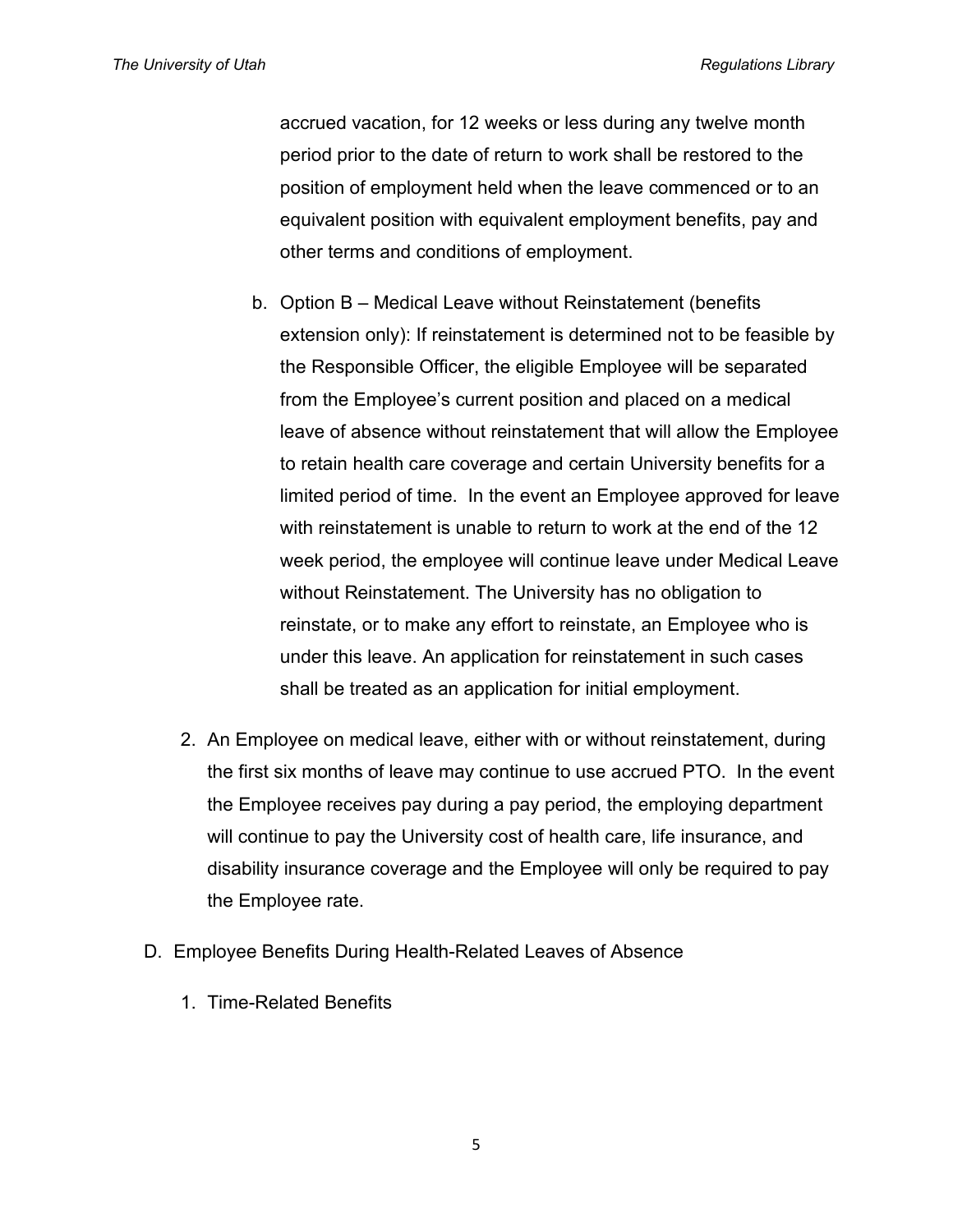accrued vacation, for 12 weeks or less during any twelve month period prior to the date of return to work shall be restored to the position of employment held when the leave commenced or to an equivalent position with equivalent employment benefits, pay and other terms and conditions of employment.

   b. Option B – Medical Leave without Reinstatement (benefits extension only): If reinstatement is determined not to be feasible by the Responsible Officer, the eligible Employee will be separated from the Employee's current position and placed on a medical leave of absence without reinstatement that will allow the Employee to retain health care coverage and certain University benefits for a limited period of time. In the event an Employee approved for leave with reinstatement is unable to return to work at the end of the 12 week period, the employee will continue leave under Medical Leave without Reinstatement. The University has no obligation to reinstate, or to make any effort to reinstate, an Employee who is under this leave. An application for reinstatement in such cases shall be treated as an application for initial employment.

2. An Employee on medical leave, either with or without reinstatement, during the first six months of leave may continue to use accrued PTO. In the event the Employee receives pay during a pay period, the employing department will continue to pay the University cost of health care, life insurance, and disability insurance coverage and the Employee will only be required to pay the Employee rate.

D. Employee Benefits During Health-Related Leaves of Absence

   1. Time-Related Benefits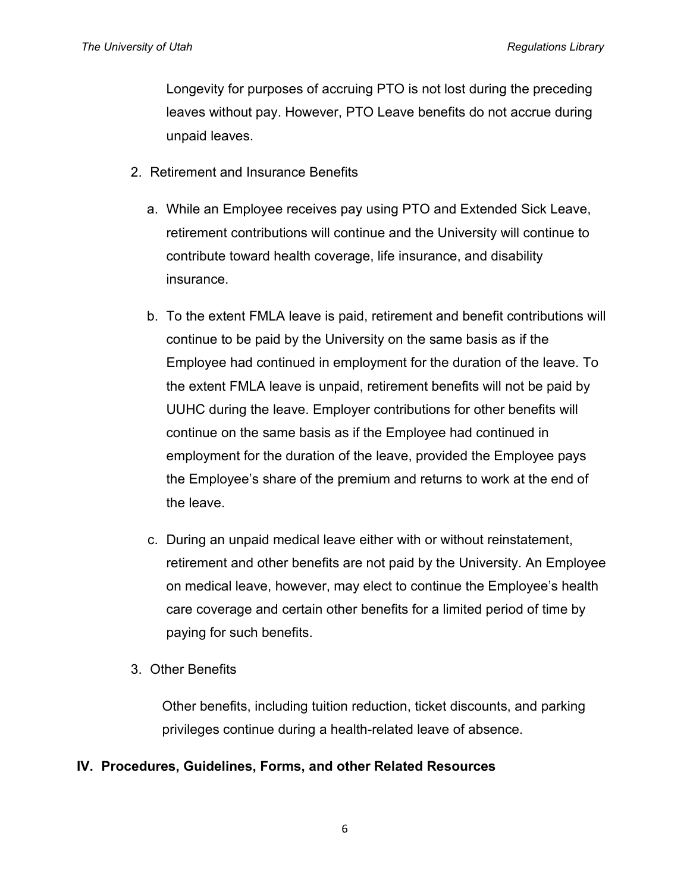Longevity for purposes of accruing PTO is not lost during the preceding leaves without pay. However, PTO Leave benefits do not accrue during unpaid leaves.

2. Retirement and Insurance Benefits

   a. While an Employee receives pay using PTO and Extended Sick Leave, retirement contributions will continue and the University will continue to contribute toward health coverage, life insurance, and disability insurance.

   b. To the extent FMLA leave is paid, retirement and benefit contributions will continue to be paid by the University on the same basis as if the Employee had continued in employment for the duration of the leave. To the extent FMLA leave is unpaid, retirement benefits will not be paid by UUHC during the leave. Employer contributions for other benefits will continue on the same basis as if the Employee had continued in employment for the duration of the leave, provided the Employee pays the Employee's share of the premium and returns to work at the end of the leave.

   c. During an unpaid medical leave either with or without reinstatement, retirement and other benefits are not paid by the University. An Employee on medical leave, however, may elect to continue the Employee's health care coverage and certain other benefits for a limited period of time by paying for such benefits.

3. Other Benefits

   Other benefits, including tuition reduction, ticket discounts, and parking privileges continue during a health-related leave of absence.

## IV. Procedures, Guidelines, Forms, and other Related Resources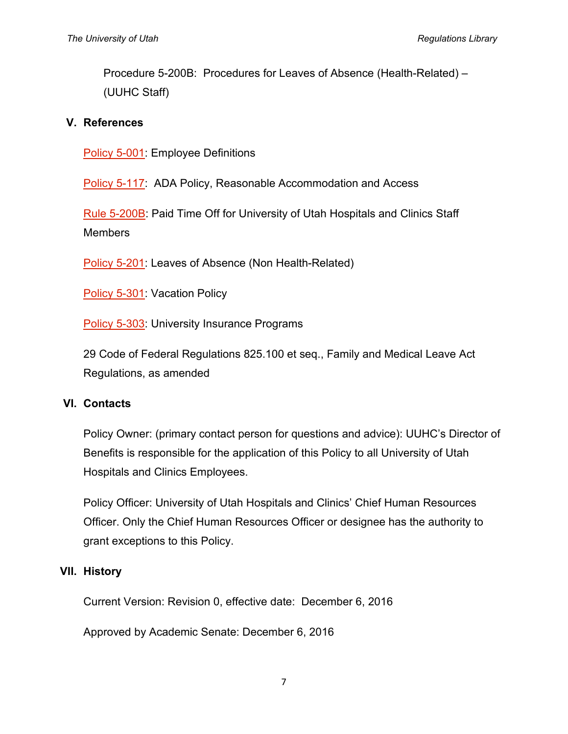Procedure 5-200B: Procedures for Leaves of Absence (Health-Related) – (UUHC Staff)

## V. References

Policy 5-001: Employee Definitions

Policy 5-117: ADA Policy, Reasonable Accommodation and Access

Rule 5-200B: Paid Time Off for University of Utah Hospitals and Clinics Staff Members

Policy 5-201: Leaves of Absence (Non Health-Related)

Policy 5-301: Vacation Policy

Policy 5-303: University Insurance Programs

29 Code of Federal Regulations 825.100 et seq., Family and Medical Leave Act Regulations, as amended

## VI. Contacts

Policy Owner: (primary contact person for questions and advice): UUHC's Director of Benefits is responsible for the application of this Policy to all University of Utah Hospitals and Clinics Employees.

Policy Officer: University of Utah Hospitals and Clinics' Chief Human Resources Officer. Only the Chief Human Resources Officer or designee has the authority to grant exceptions to this Policy.

## VII. History

Current Version: Revision 0, effective date: December 6, 2016

Approved by Academic Senate: December 6, 2016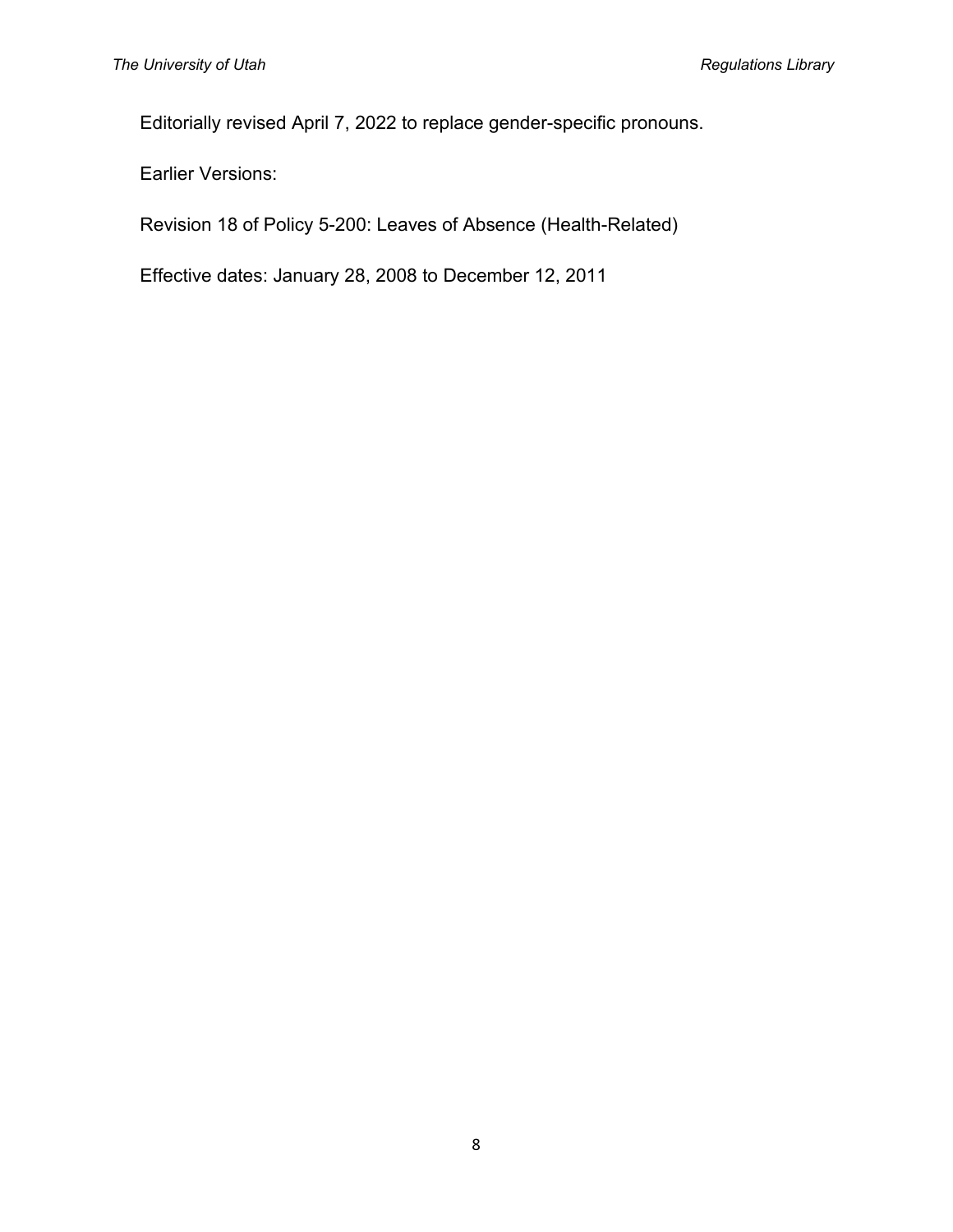Editorially revised April 7, 2022 to replace gender-specific pronouns.

Earlier Versions:

Revision 18 of Policy 5-200: Leaves of Absence (Health-Related)

Effective dates: January 28, 2008 to December 12, 2011